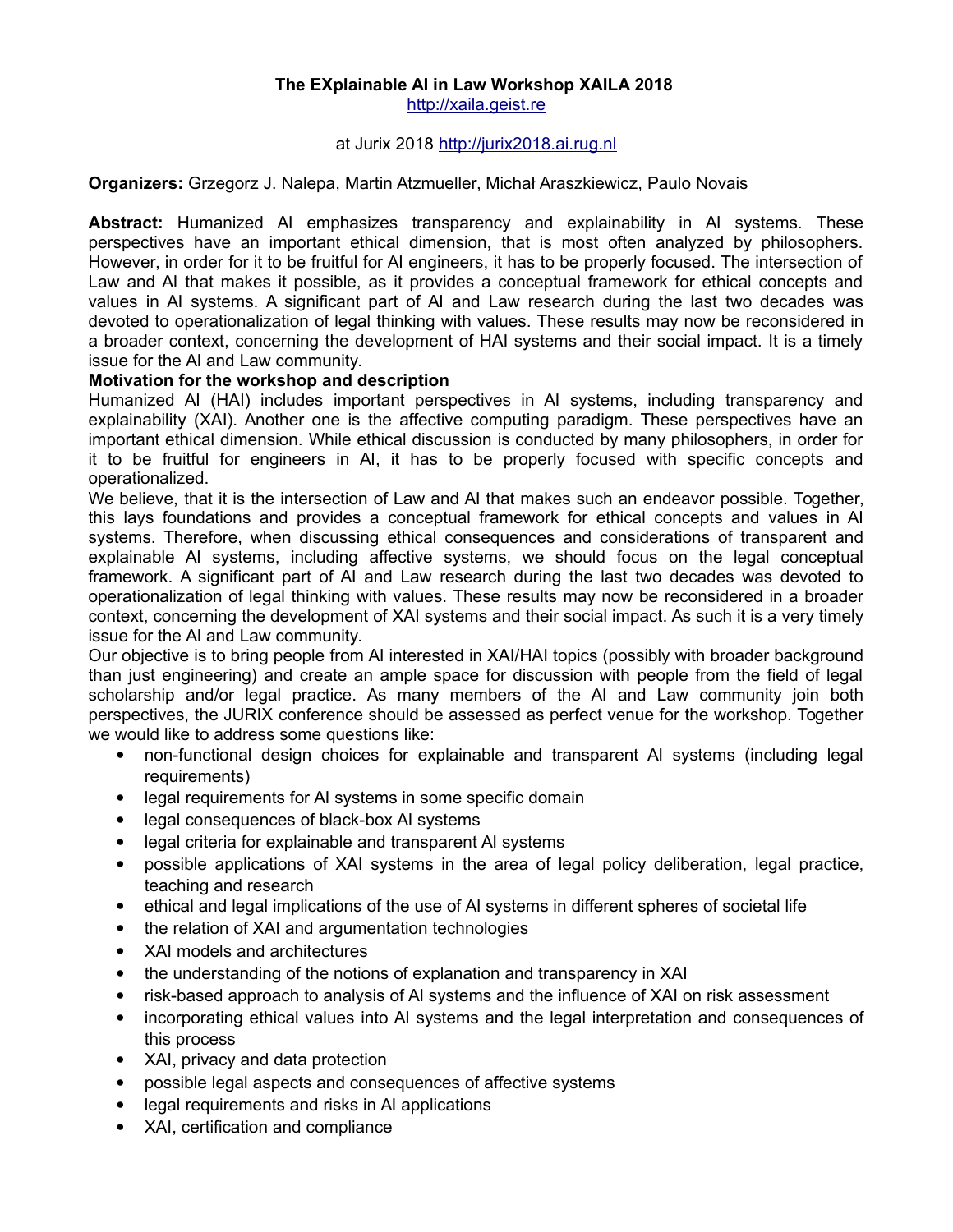# The EXplainable AI in Law Workshop XAILA 2018

http://xaila.geist.re

at Jurix 2018 http://jurix2018.ai.rug.nl

**Organizers:** Grzegorz J. Nalepa, Martin Atzmueller, Michał Araszkiewicz, Paulo Novais

**Abstract:** Humanized AI emphasizes transparency and explainability in AI systems. These perspectives have an important ethical dimension, that is most often analyzed by philosophers. However, in order for it to be fruitful for AI engineers, it has to be properly focused. The intersection of Law and AI that makes it possible, as it provides a conceptual framework for ethical concepts and values in AI systems. A significant part of AI and Law research during the last two decades was devoted to operationalization of legal thinking with values. These results may now be reconsidered in a broader context, concerning the development of HAI systems and their social impact. It is a timely issue for the AI and Law community.

**Motivation for the workshop and description**

Humanized AI (HAI) includes important perspectives in AI systems, including transparency and explainability (XAI). Another one is the affective computing paradigm. These perspectives have an important ethical dimension. While ethical discussion is conducted by many philosophers, in order for it to be fruitful for engineers in AI, it has to be properly focused with specific concepts and operationalized.

We believe, that it is the intersection of Law and AI that makes such an endeavor possible. Together, this lays foundations and provides a conceptual framework for ethical concepts and values in AI systems. Therefore, when discussing ethical consequences and considerations of transparent and explainable AI systems, including affective systems, we should focus on the legal conceptual framework. A significant part of AI and Law research during the last two decades was devoted to operationalization of legal thinking with values. These results may now be reconsidered in a broader context, concerning the development of XAI systems and their social impact. As such it is a very timely issue for the AI and Law community.

Our objective is to bring people from AI interested in XAI/HAI topics (possibly with broader background than just engineering) and create an ample space for discussion with people from the field of legal scholarship and/or legal practice. As many members of the AI and Law community join both perspectives, the JURIX conference should be assessed as perfect venue for the workshop. Together we would like to address some questions like:

- non-functional design choices for explainable and transparent AI systems (including legal requirements)
- legal requirements for AI systems in some specific domain
- legal consequences of black-box AI systems
- legal criteria for explainable and transparent AI systems
- possible applications of XAI systems in the area of legal policy deliberation, legal practice, teaching and research
- ethical and legal implications of the use of AI systems in different spheres of societal life
- the relation of XAI and argumentation technologies
- XAI models and architectures
- the understanding of the notions of explanation and transparency in XAI
- risk-based approach to analysis of AI systems and the influence of XAI on risk assessment
- incorporating ethical values into AI systems and the legal interpretation and consequences of this process
- XAI, privacy and data protection
- possible legal aspects and consequences of affective systems
- legal requirements and risks in AI applications
- XAI, certification and compliance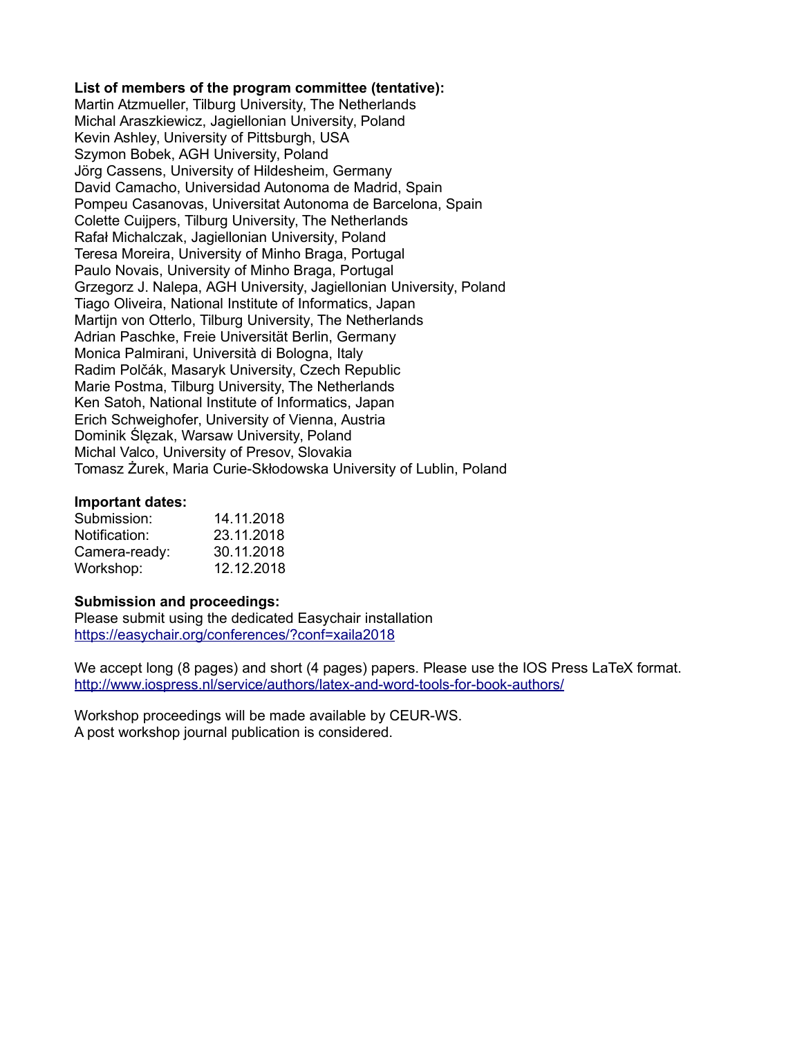**List of members of the program committee (tentative):**

Martin Atzmueller, Tilburg University, The Netherlands
Michal Araszkiewicz, Jagiellonian University, Poland
Kevin Ashley, University of Pittsburgh, USA
Szymon Bobek, AGH University, Poland
Jörg Cassens, University of Hildesheim, Germany
David Camacho, Universidad Autonoma de Madrid, Spain
Pompeu Casanovas, Universitat Autonoma de Barcelona, Spain
Colette Cuijpers, Tilburg University, The Netherlands
Rafał Michalczak, Jagiellonian University, Poland
Teresa Moreira, University of Minho Braga, Portugal
Paulo Novais, University of Minho Braga, Portugal
Grzegorz J. Nalepa, AGH University, Jagiellonian University, Poland
Tiago Oliveira, National Institute of Informatics, Japan
Martijn von Otterlo, Tilburg University, The Netherlands
Adrian Paschke, Freie Universität Berlin, Germany
Monica Palmirani, Università di Bologna, Italy
Radim Polčák, Masaryk University, Czech Republic
Marie Postma, Tilburg University, The Netherlands
Ken Satoh, National Institute of Informatics, Japan
Erich Schweighofer, University of Vienna, Austria
Dominik Ślęzak, Warsaw University, Poland
Michal Valco, University of Presov, Slovakia
Tomasz Żurek, Maria Curie-Skłodowska University of Lublin, Poland

**Important dates:**

| | |
|---|---|
| Submission: | 14.11.2018 |
| Notification: | 23.11.2018 |
| Camera-ready: | 30.11.2018 |
| Workshop: | 12.12.2018 |

**Submission and proceedings:**

Please submit using the dedicated Easychair installation
https://easychair.org/conferences/?conf=xaila2018

We accept long (8 pages) and short (4 pages) papers. Please use the IOS Press LaTeX format.
http://www.iospress.nl/service/authors/latex-and-word-tools-for-book-authors/

Workshop proceedings will be made available by CEUR-WS.
A post workshop journal publication is considered.